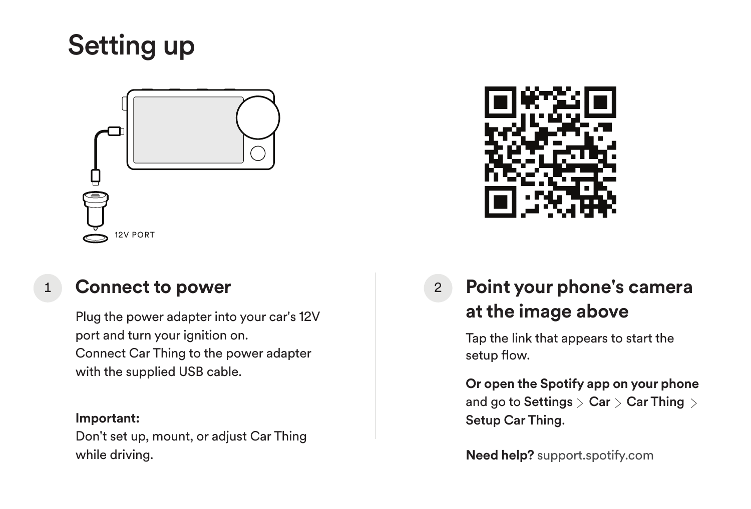# Setting up

12V PORT

## 1 Connect to power

Plug the power adapter into your car's 12V port and turn your ignition on.
Connect Car Thing to the power adapter with the supplied USB cable.

**Important:**
Don't set up, mount, or adjust Car Thing while driving.

## 2 Point your phone's camera at the image above

Tap the link that appears to start the setup flow.

**Or open the Spotify app on your phone** and go to **Settings** > **Car** > **Car Thing** > **Setup Car Thing.**

**Need help?** support.spotify.com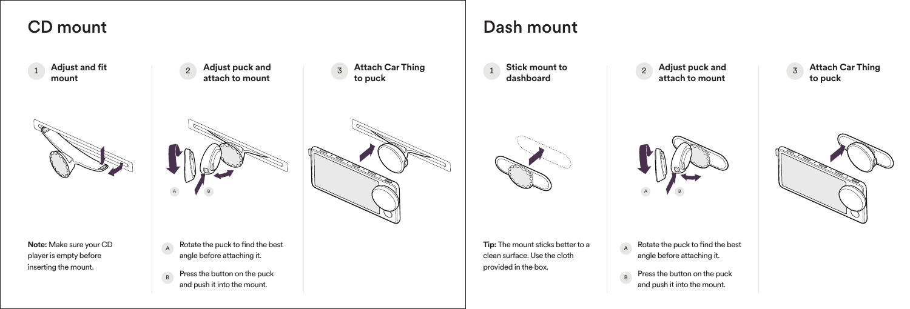# CD mount

1. **Adjust and fit mount**

**Note:** Make sure your CD player is empty before inserting the mount.

2. **Adjust puck and attach to mount**

A. Rotate the puck to find the best angle before attaching it.

B. Press the button on the puck and push it into the mount.

3. **Attach Car Thing to puck**

# Dash mount

1. **Stick mount to dashboard**

**Tip:** The mount sticks better to a clean surface. Use the cloth provided in the box.

2. **Adjust puck and attach to mount**

A. Rotate the puck to find the best angle before attaching it.

B. Press the button on the puck and push it into the mount.

3. **Attach Car Thing to puck**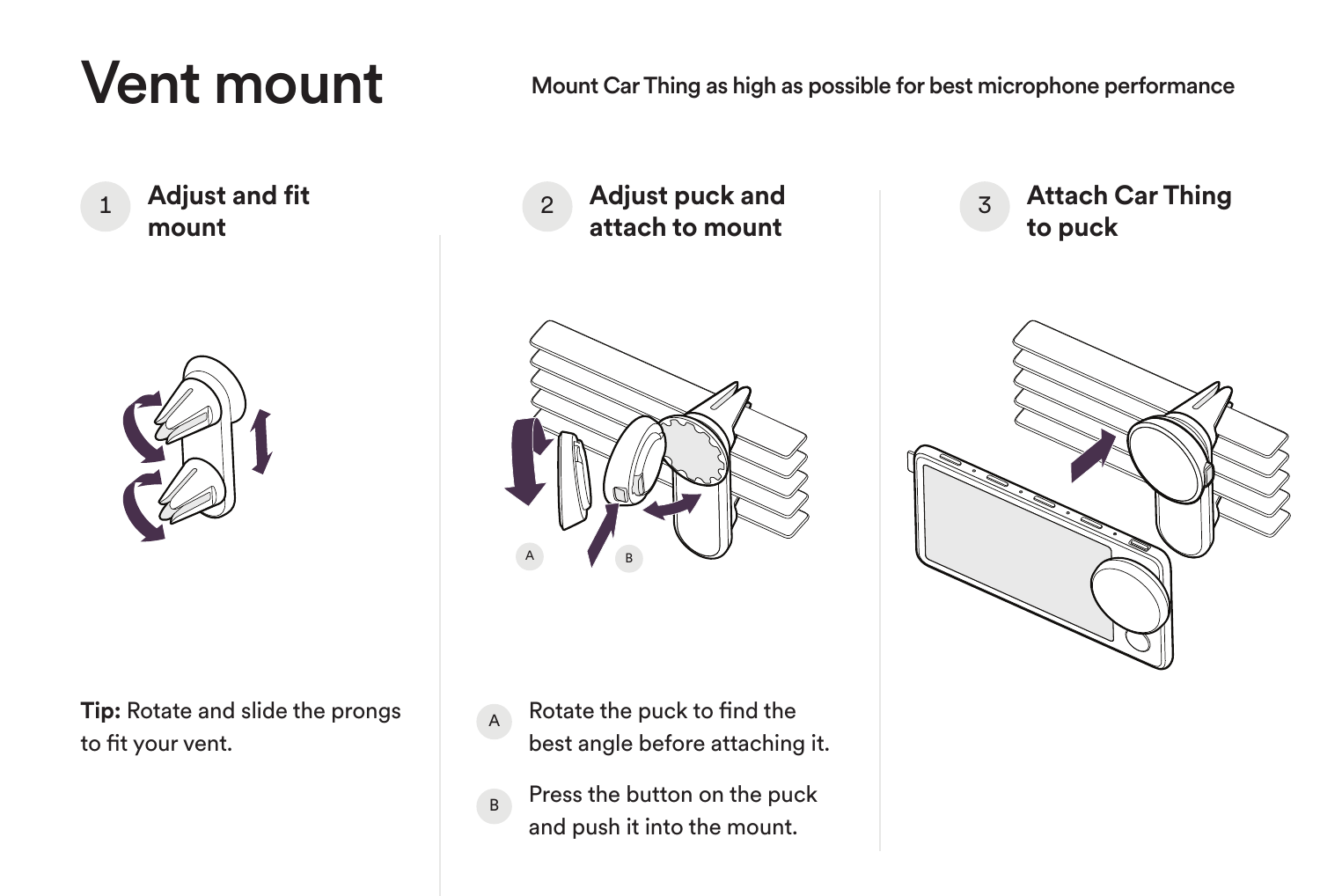# Vent mount

Mount Car Thing as high as possible for best microphone performance

## 1 Adjust and fit mount

**Tip:** Rotate and slide the prongs to fit your vent.

## 2 Adjust puck and attach to mount

A

B

A Rotate the puck to find the best angle before attaching it.

B Press the button on the puck and push it into the mount.

## 3 Attach Car Thing to puck